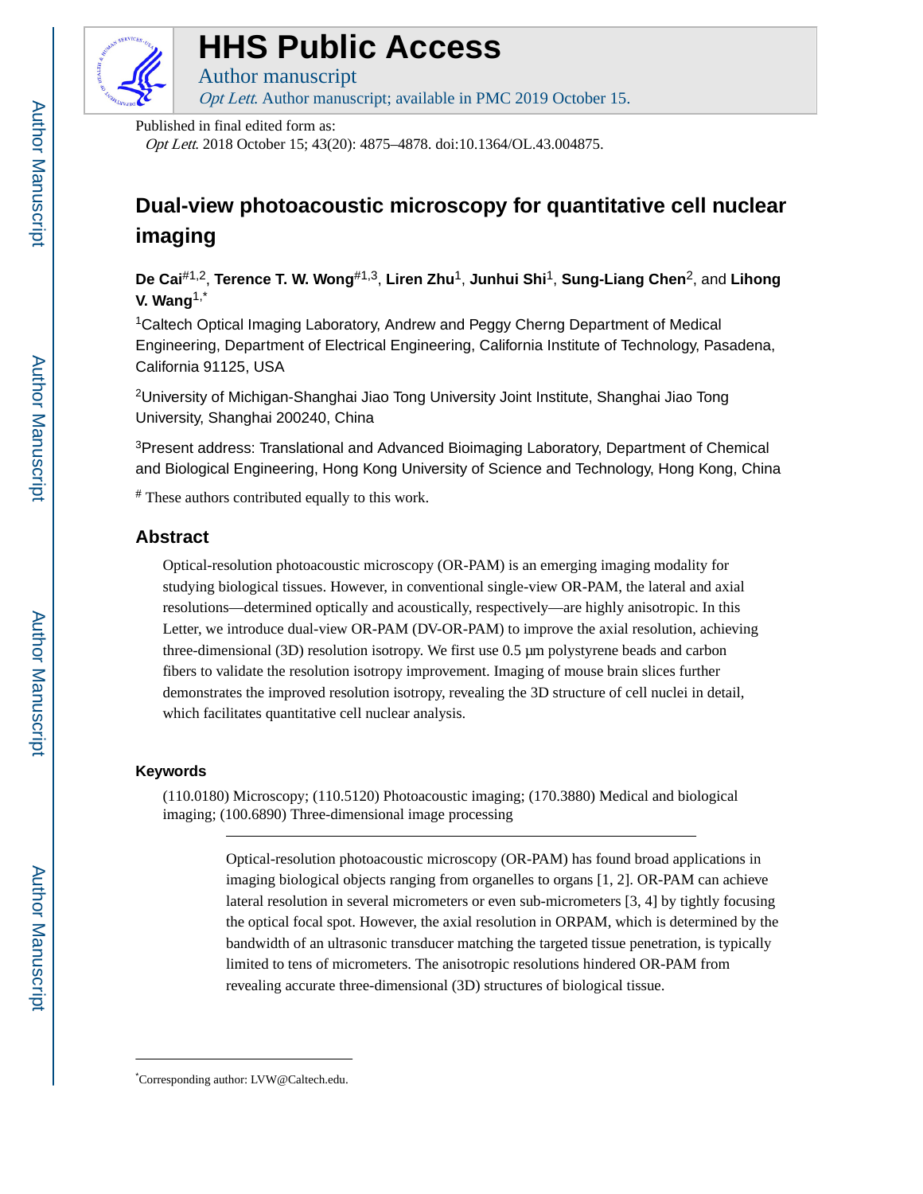# HHS Public Access

Author manuscript

*Opt Lett*. Author manuscript; available in PMC 2019 October 15.

Published in final edited form as:

*Opt Lett*. 2018 October 15; 43(20): 4875–4878. doi:10.1364/OL.43.004875.

## Dual-view photoacoustic microscopy for quantitative cell nuclear imaging

**De Cai**[#1,2], **Terence T. W. Wong**[#1,3], **Liren Zhu**[1], **Junhui Shi**[1], **Sung-Liang Chen**[2], and **Lihong V. Wang**[1,*]

[1]Caltech Optical Imaging Laboratory, Andrew and Peggy Cherng Department of Medical Engineering, Department of Electrical Engineering, California Institute of Technology, Pasadena, California 91125, USA

[2]University of Michigan-Shanghai Jiao Tong University Joint Institute, Shanghai Jiao Tong University, Shanghai 200240, China

[3]Present address: Translational and Advanced Bioimaging Laboratory, Department of Chemical and Biological Engineering, Hong Kong University of Science and Technology, Hong Kong, China

[#] These authors contributed equally to this work.

## Abstract

Optical-resolution photoacoustic microscopy (OR-PAM) is an emerging imaging modality for studying biological tissues. However, in conventional single-view OR-PAM, the lateral and axial resolutions—determined optically and acoustically, respectively—are highly anisotropic. In this Letter, we introduce dual-view OR-PAM (DV-OR-PAM) to improve the axial resolution, achieving three-dimensional (3D) resolution isotropy. We first use 0.5 μm polystyrene beads and carbon fibers to validate the resolution isotropy improvement. Imaging of mouse brain slices further demonstrates the improved resolution isotropy, revealing the 3D structure of cell nuclei in detail, which facilitates quantitative cell nuclear analysis.

### Keywords

(110.0180) Microscopy; (110.5120) Photoacoustic imaging; (170.3880) Medical and biological imaging; (100.6890) Three-dimensional image processing

Optical-resolution photoacoustic microscopy (OR-PAM) has found broad applications in imaging biological objects ranging from organelles to organs [1, 2]. OR-PAM can achieve lateral resolution in several micrometers or even sub-micrometers [3, 4] by tightly focusing the optical focal spot. However, the axial resolution in ORPAM, which is determined by the bandwidth of an ultrasonic transducer matching the targeted tissue penetration, is typically limited to tens of micrometers. The anisotropic resolutions hindered OR-PAM from revealing accurate three-dimensional (3D) structures of biological tissue.

[*]Corresponding author: LVW@Caltech.edu.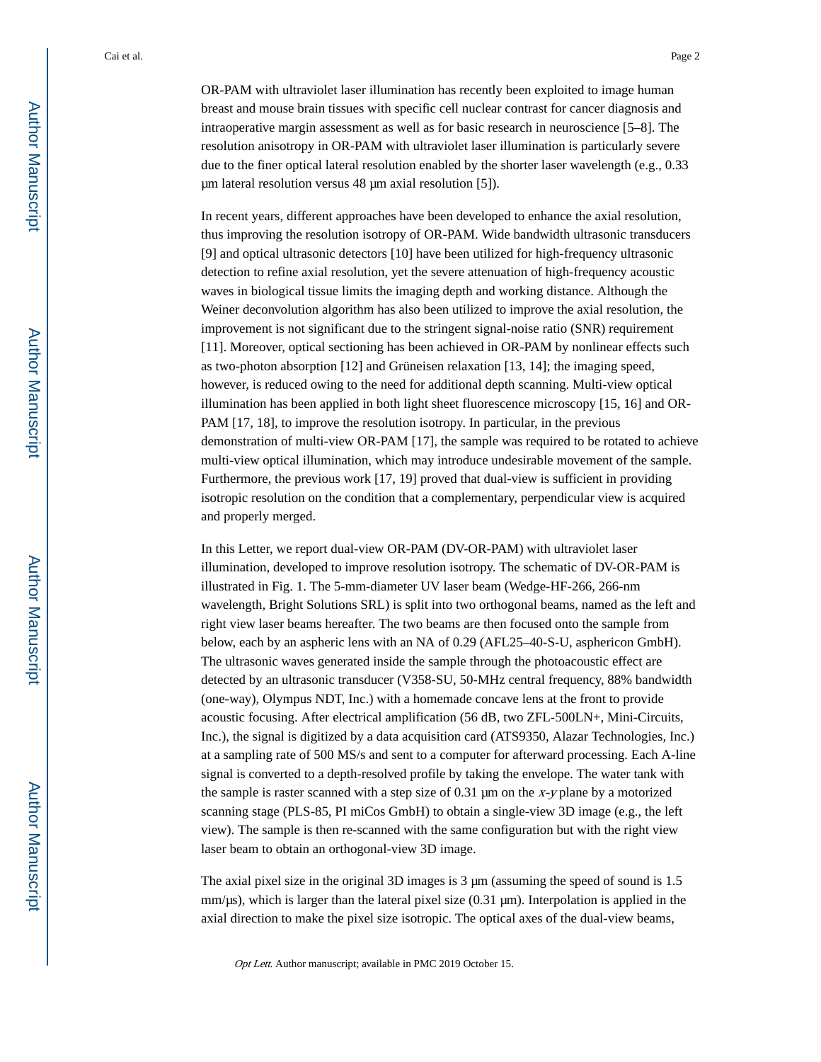OR-PAM with ultraviolet laser illumination has recently been exploited to image human breast and mouse brain tissues with specific cell nuclear contrast for cancer diagnosis and intraoperative margin assessment as well as for basic research in neuroscience [5–8]. The resolution anisotropy in OR-PAM with ultraviolet laser illumination is particularly severe due to the finer optical lateral resolution enabled by the shorter laser wavelength (e.g., 0.33 μm lateral resolution versus 48 μm axial resolution [5]).

In recent years, different approaches have been developed to enhance the axial resolution, thus improving the resolution isotropy of OR-PAM. Wide bandwidth ultrasonic transducers [9] and optical ultrasonic detectors [10] have been utilized for high-frequency ultrasonic detection to refine axial resolution, yet the severe attenuation of high-frequency acoustic waves in biological tissue limits the imaging depth and working distance. Although the Weiner deconvolution algorithm has also been utilized to improve the axial resolution, the improvement is not significant due to the stringent signal-noise ratio (SNR) requirement [11]. Moreover, optical sectioning has been achieved in OR-PAM by nonlinear effects such as two-photon absorption [12] and Grüneisen relaxation [13, 14]; the imaging speed, however, is reduced owing to the need for additional depth scanning. Multi-view optical illumination has been applied in both light sheet fluorescence microscopy [15, 16] and OR-PAM [17, 18], to improve the resolution isotropy. In particular, in the previous demonstration of multi-view OR-PAM [17], the sample was required to be rotated to achieve multi-view optical illumination, which may introduce undesirable movement of the sample. Furthermore, the previous work [17, 19] proved that dual-view is sufficient in providing isotropic resolution on the condition that a complementary, perpendicular view is acquired and properly merged.

In this Letter, we report dual-view OR-PAM (DV-OR-PAM) with ultraviolet laser illumination, developed to improve resolution isotropy. The schematic of DV-OR-PAM is illustrated in Fig. 1. The 5-mm-diameter UV laser beam (Wedge-HF-266, 266-nm wavelength, Bright Solutions SRL) is split into two orthogonal beams, named as the left and right view laser beams hereafter. The two beams are then focused onto the sample from below, each by an aspheric lens with an NA of 0.29 (AFL25–40-S-U, asphericon GmbH). The ultrasonic waves generated inside the sample through the photoacoustic effect are detected by an ultrasonic transducer (V358-SU, 50-MHz central frequency, 88% bandwidth (one-way), Olympus NDT, Inc.) with a homemade concave lens at the front to provide acoustic focusing. After electrical amplification (56 dB, two ZFL-500LN+, Mini-Circuits, Inc.), the signal is digitized by a data acquisition card (ATS9350, Alazar Technologies, Inc.) at a sampling rate of 500 MS/s and sent to a computer for afterward processing. Each A-line signal is converted to a depth-resolved profile by taking the envelope. The water tank with the sample is raster scanned with a step size of 0.31 μm on the $x$-$y$ plane by a motorized scanning stage (PLS-85, PI miCos GmbH) to obtain a single-view 3D image (e.g., the left view). The sample is then re-scanned with the same configuration but with the right view laser beam to obtain an orthogonal-view 3D image.

The axial pixel size in the original 3D images is 3 μm (assuming the speed of sound is 1.5 mm/μs), which is larger than the lateral pixel size (0.31 μm). Interpolation is applied in the axial direction to make the pixel size isotropic. The optical axes of the dual-view beams,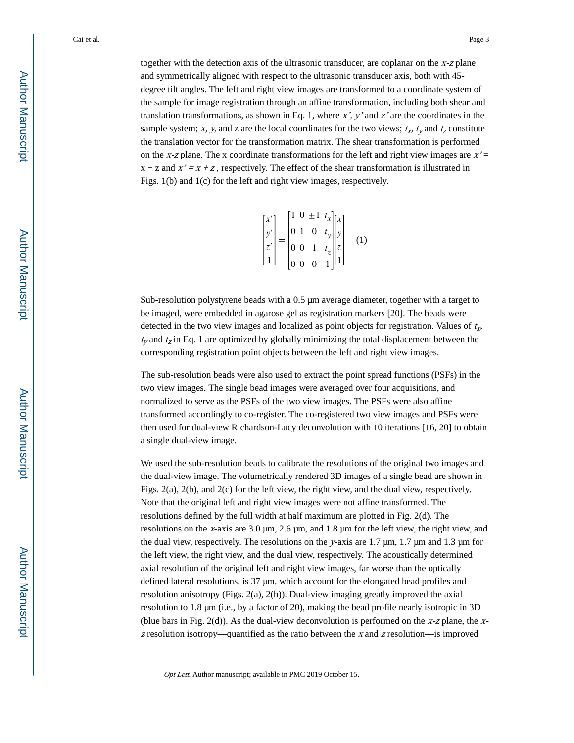together with the detection axis of the ultrasonic transducer, are coplanar on the *x*-*z* plane and symmetrically aligned with respect to the ultrasonic transducer axis, both with 45-degree tilt angles. The left and right view images are transformed to a coordinate system of the sample for image registration through an affine transformation, including both shear and translation transformations, as shown in Eq. 1, where $x'$, $y'$ and $z'$ are the coordinates in the sample system; $x$, $y$, and z are the local coordinates for the two views; $t_x$, $t_y$ and $t_z$ constitute the translation vector for the transformation matrix. The shear transformation is performed on the *x*-*z* plane. The x coordinate transformations for the left and right view images are $x' = x - z$ and $x' = x + z$, respectively. The effect of the shear transformation is illustrated in Figs. 1(b) and 1(c) for the left and right view images, respectively.

$$\begin{bmatrix} x' \\ y' \\ z' \\ 1 \end{bmatrix} = \begin{bmatrix} 1 & 0 & \pm 1 & t_x \\ 0 & 1 & 0 & t_y \\ 0 & 0 & 1 & t_z \\ 0 & 0 & 0 & 1 \end{bmatrix} \begin{bmatrix} x \\ y \\ z \\ 1 \end{bmatrix} \quad (1)$$

Sub-resolution polystyrene beads with a 0.5 μm average diameter, together with a target to be imaged, were embedded in agarose gel as registration markers [20]. The beads were detected in the two view images and localized as point objects for registration. Values of $t_x$, $t_y$ and $t_z$ in Eq. 1 are optimized by globally minimizing the total displacement between the corresponding registration point objects between the left and right view images.

The sub-resolution beads were also used to extract the point spread functions (PSFs) in the two view images. The single bead images were averaged over four acquisitions, and normalized to serve as the PSFs of the two view images. The PSFs were also affine transformed accordingly to co-register. The co-registered two view images and PSFs were then used for dual-view Richardson-Lucy deconvolution with 10 iterations [16, 20] to obtain a single dual-view image.

We used the sub-resolution beads to calibrate the resolutions of the original two images and the dual-view image. The volumetrically rendered 3D images of a single bead are shown in Figs. 2(a), 2(b), and 2(c) for the left view, the right view, and the dual view, respectively. Note that the original left and right view images were not affine transformed. The resolutions defined by the full width at half maximum are plotted in Fig. 2(d). The resolutions on the *x*-axis are 3.0 μm, 2.6 μm, and 1.8 μm for the left view, the right view, and the dual view, respectively. The resolutions on the *y*-axis are 1.7 μm, 1.7 μm and 1.3 μm for the left view, the right view, and the dual view, respectively. The acoustically determined axial resolution of the original left and right view images, far worse than the optically defined lateral resolutions, is 37 μm, which account for the elongated bead profiles and resolution anisotropy (Figs. 2(a), 2(b)). Dual-view imaging greatly improved the axial resolution to 1.8 μm (i.e., by a factor of 20), making the bead profile nearly isotropic in 3D (blue bars in Fig. 2(d)). As the dual-view deconvolution is performed on the *x*-*z* plane, the *x*-*z* resolution isotropy—quantified as the ratio between the *x* and *z* resolution—is improved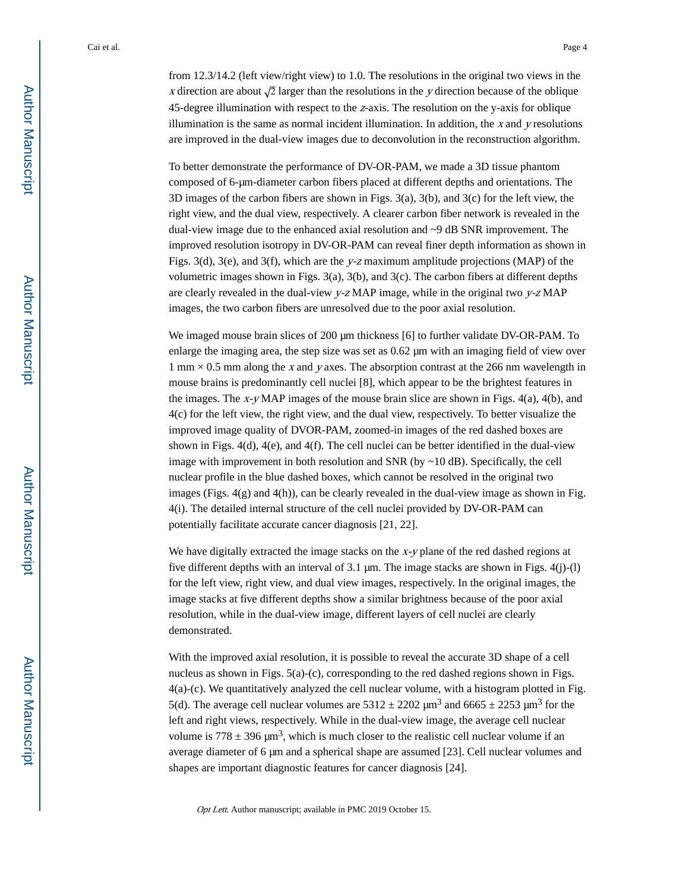from 12.3/14.2 (left view/right view) to 1.0. The resolutions in the original two views in the $x$ direction are about $\sqrt{2}$ larger than the resolutions in the $y$ direction because of the oblique 45-degree illumination with respect to the $z$-axis. The resolution on the y-axis for oblique illumination is the same as normal incident illumination. In addition, the $x$ and $y$ resolutions are improved in the dual-view images due to deconvolution in the reconstruction algorithm.

To better demonstrate the performance of DV-OR-PAM, we made a 3D tissue phantom composed of 6-μm-diameter carbon fibers placed at different depths and orientations. The 3D images of the carbon fibers are shown in Figs. 3(a), 3(b), and 3(c) for the left view, the right view, and the dual view, respectively. A clearer carbon fiber network is revealed in the dual-view image due to the enhanced axial resolution and ~9 dB SNR improvement. The improved resolution isotropy in DV-OR-PAM can reveal finer depth information as shown in Figs. 3(d), 3(e), and 3(f), which are the $y$-$z$ maximum amplitude projections (MAP) of the volumetric images shown in Figs. 3(a), 3(b), and 3(c). The carbon fibers at different depths are clearly revealed in the dual-view $y$-$z$ MAP image, while in the original two $y$-$z$ MAP images, the two carbon fibers are unresolved due to the poor axial resolution.

We imaged mouse brain slices of 200 μm thickness [6] to further validate DV-OR-PAM. To enlarge the imaging area, the step size was set as 0.62 μm with an imaging field of view over 1 mm × 0.5 mm along the $x$ and $y$ axes. The absorption contrast at the 266 nm wavelength in mouse brains is predominantly cell nuclei [8], which appear to be the brightest features in the images. The $x$-$y$ MAP images of the mouse brain slice are shown in Figs. 4(a), 4(b), and 4(c) for the left view, the right view, and the dual view, respectively. To better visualize the improved image quality of DVOR-PAM, zoomed-in images of the red dashed boxes are shown in Figs. 4(d), 4(e), and 4(f). The cell nuclei can be better identified in the dual-view image with improvement in both resolution and SNR (by ~10 dB). Specifically, the cell nuclear profile in the blue dashed boxes, which cannot be resolved in the original two images (Figs. 4(g) and 4(h)), can be clearly revealed in the dual-view image as shown in Fig. 4(i). The detailed internal structure of the cell nuclei provided by DV-OR-PAM can potentially facilitate accurate cancer diagnosis [21, 22].

We have digitally extracted the image stacks on the $x$-$y$ plane of the red dashed regions at five different depths with an interval of 3.1 μm. The image stacks are shown in Figs. 4(j)-(l) for the left view, right view, and dual view images, respectively. In the original images, the image stacks at five different depths show a similar brightness because of the poor axial resolution, while in the dual-view image, different layers of cell nuclei are clearly demonstrated.

With the improved axial resolution, it is possible to reveal the accurate 3D shape of a cell nucleus as shown in Figs. 5(a)-(c), corresponding to the red dashed regions shown in Figs. 4(a)-(c). We quantitatively analyzed the cell nuclear volume, with a histogram plotted in Fig. 5(d). The average cell nuclear volumes are $5312 \pm 2202$ μm$^3$ and $6665 \pm 2253$ μm$^3$ for the left and right views, respectively. While in the dual-view image, the average cell nuclear volume is $778 \pm 396$ μm$^3$, which is much closer to the realistic cell nuclear volume if an average diameter of 6 μm and a spherical shape are assumed [23]. Cell nuclear volumes and shapes are important diagnostic features for cancer diagnosis [24].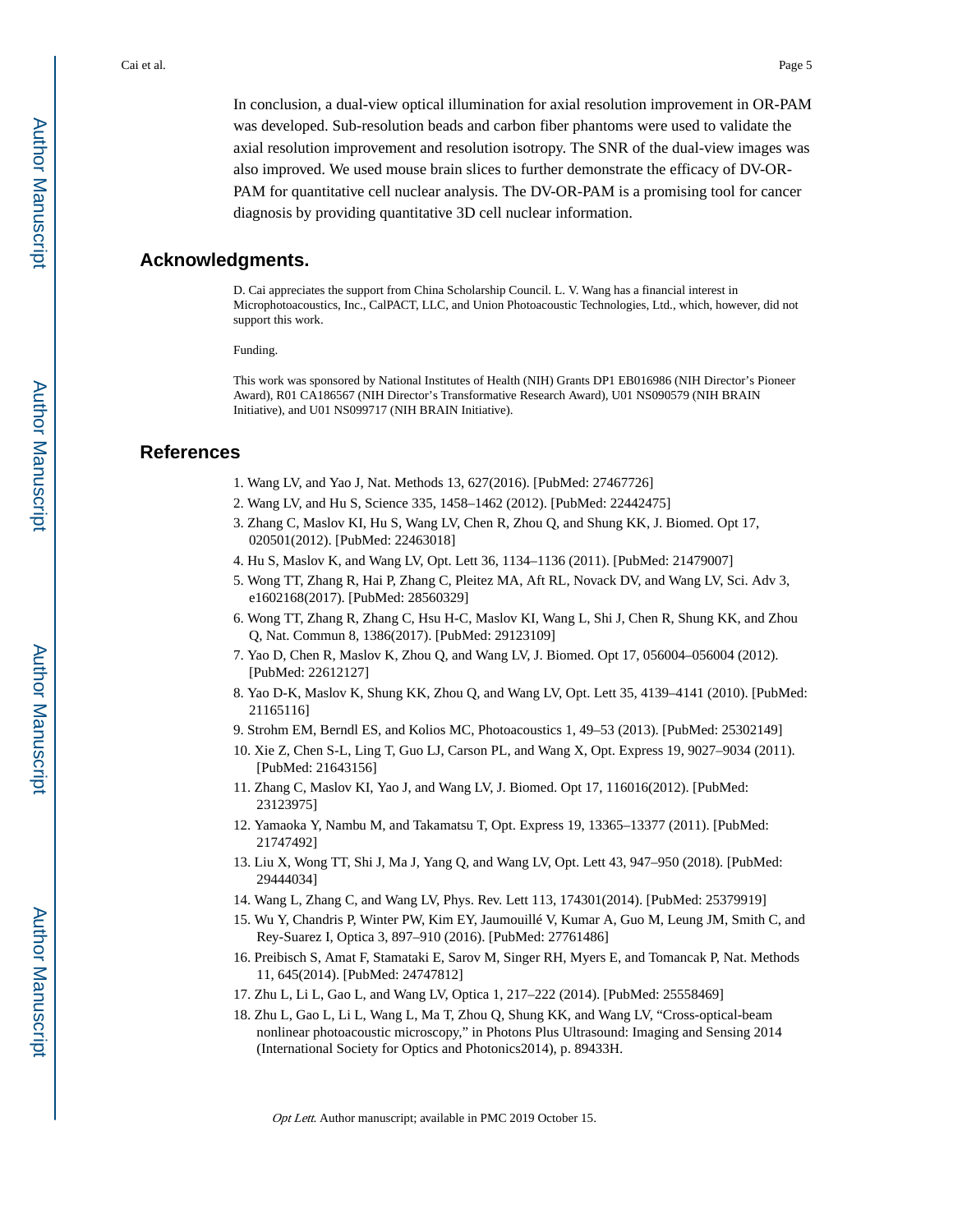In conclusion, a dual-view optical illumination for axial resolution improvement in OR-PAM was developed. Sub-resolution beads and carbon fiber phantoms were used to validate the axial resolution improvement and resolution isotropy. The SNR of the dual-view images was also improved. We used mouse brain slices to further demonstrate the efficacy of DV-OR-PAM for quantitative cell nuclear analysis. The DV-OR-PAM is a promising tool for cancer diagnosis by providing quantitative 3D cell nuclear information.

## Acknowledgments.

D. Cai appreciates the support from China Scholarship Council. L. V. Wang has a financial interest in Microphotoacoustics, Inc., CalPACT, LLC, and Union Photoacoustic Technologies, Ltd., which, however, did not support this work.

Funding.

This work was sponsored by National Institutes of Health (NIH) Grants DP1 EB016986 (NIH Director's Pioneer Award), R01 CA186567 (NIH Director's Transformative Research Award), U01 NS090579 (NIH BRAIN Initiative), and U01 NS099717 (NIH BRAIN Initiative).

## References

1. Wang LV, and Yao J, Nat. Methods 13, 627(2016). [PubMed: 27467726]
2. Wang LV, and Hu S, Science 335, 1458–1462 (2012). [PubMed: 22442475]
3. Zhang C, Maslov KI, Hu S, Wang LV, Chen R, Zhou Q, and Shung KK, J. Biomed. Opt 17, 020501(2012). [PubMed: 22463018]
4. Hu S, Maslov K, and Wang LV, Opt. Lett 36, 1134–1136 (2011). [PubMed: 21479007]
5. Wong TT, Zhang R, Hai P, Zhang C, Pleitez MA, Aft RL, Novack DV, and Wang LV, Sci. Adv 3, e1602168(2017). [PubMed: 28560329]
6. Wong TT, Zhang R, Zhang C, Hsu H-C, Maslov KI, Wang L, Shi J, Chen R, Shung KK, and Zhou Q, Nat. Commun 8, 1386(2017). [PubMed: 29123109]
7. Yao D, Chen R, Maslov K, Zhou Q, and Wang LV, J. Biomed. Opt 17, 056004–056004 (2012). [PubMed: 22612127]
8. Yao D-K, Maslov K, Shung KK, Zhou Q, and Wang LV, Opt. Lett 35, 4139–4141 (2010). [PubMed: 21165116]
9. Strohm EM, Berndl ES, and Kolios MC, Photoacoustics 1, 49–53 (2013). [PubMed: 25302149]
10. Xie Z, Chen S-L, Ling T, Guo LJ, Carson PL, and Wang X, Opt. Express 19, 9027–9034 (2011). [PubMed: 21643156]
11. Zhang C, Maslov KI, Yao J, and Wang LV, J. Biomed. Opt 17, 116016(2012). [PubMed: 23123975]
12. Yamaoka Y, Nambu M, and Takamatsu T, Opt. Express 19, 13365–13377 (2011). [PubMed: 21747492]
13. Liu X, Wong TT, Shi J, Ma J, Yang Q, and Wang LV, Opt. Lett 43, 947–950 (2018). [PubMed: 29444034]
14. Wang L, Zhang C, and Wang LV, Phys. Rev. Lett 113, 174301(2014). [PubMed: 25379919]
15. Wu Y, Chandris P, Winter PW, Kim EY, Jaumouillé V, Kumar A, Guo M, Leung JM, Smith C, and Rey-Suarez I, Optica 3, 897–910 (2016). [PubMed: 27761486]
16. Preibisch S, Amat F, Stamataki E, Sarov M, Singer RH, Myers E, and Tomancak P, Nat. Methods 11, 645(2014). [PubMed: 24747812]
17. Zhu L, Li L, Gao L, and Wang LV, Optica 1, 217–222 (2014). [PubMed: 25558469]
18. Zhu L, Gao L, Li L, Wang L, Ma T, Zhou Q, Shung KK, and Wang LV, "Cross-optical-beam nonlinear photoacoustic microscopy," in Photons Plus Ultrasound: Imaging and Sensing 2014 (International Society for Optics and Photonics2014), p. 89433H.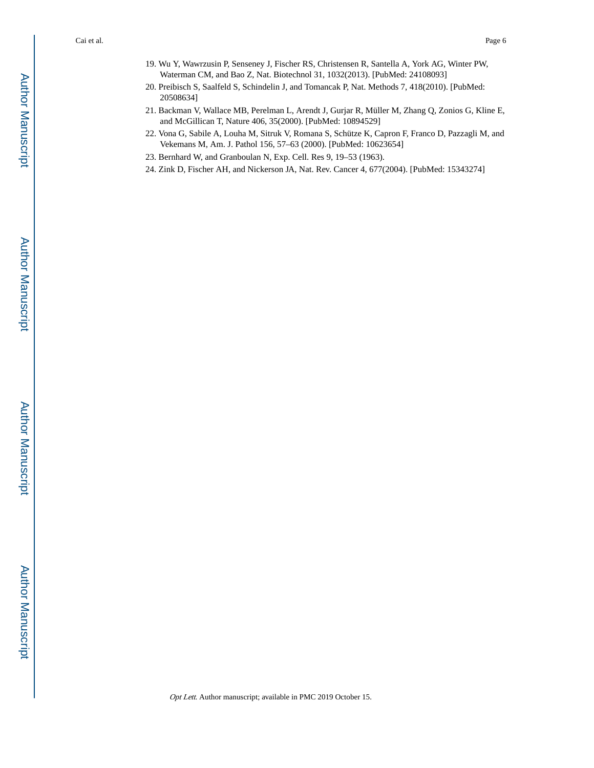19. Wu Y, Wawrzusin P, Senseney J, Fischer RS, Christensen R, Santella A, York AG, Winter PW, Waterman CM, and Bao Z, Nat. Biotechnol 31, 1032(2013). [PubMed: 24108093]
20. Preibisch S, Saalfeld S, Schindelin J, and Tomancak P, Nat. Methods 7, 418(2010). [PubMed: 20508634]
21. Backman V, Wallace MB, Perelman L, Arendt J, Gurjar R, Müller M, Zhang Q, Zonios G, Kline E, and McGillican T, Nature 406, 35(2000). [PubMed: 10894529]
22. Vona G, Sabile A, Louha M, Sitruk V, Romana S, Schütze K, Capron F, Franco D, Pazzagli M, and Vekemans M, Am. J. Pathol 156, 57–63 (2000). [PubMed: 10623654]
23. Bernhard W, and Granboulan N, Exp. Cell. Res 9, 19–53 (1963).
24. Zink D, Fischer AH, and Nickerson JA, Nat. Rev. Cancer 4, 677(2004). [PubMed: 15343274]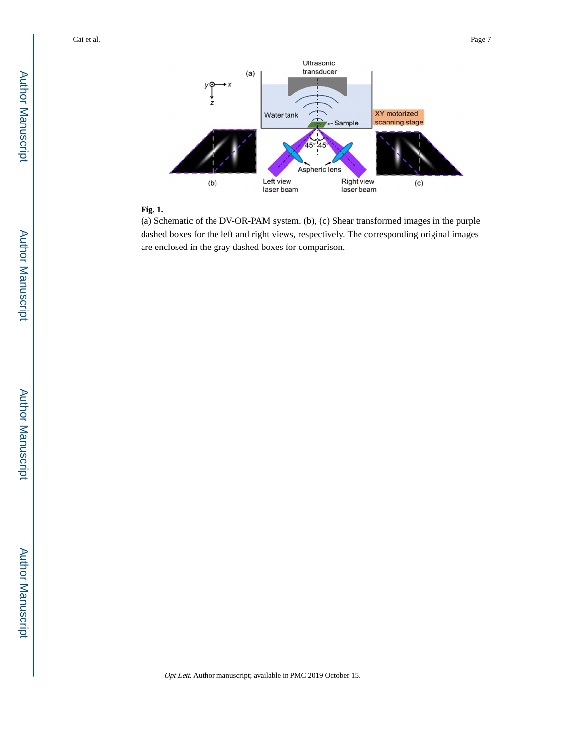**Fig. 1.**

(a) Schematic of the DV-OR-PAM system. (b), (c) Shear transformed images in the purple dashed boxes for the left and right views, respectively. The corresponding original images are enclosed in the gray dashed boxes for comparison.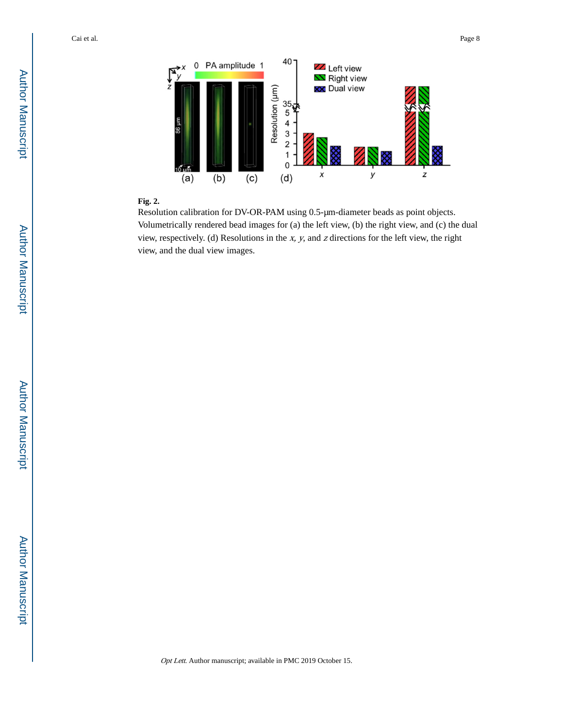**Fig. 2.**

Resolution calibration for DV-OR-PAM using 0.5-μm-diameter beads as point objects. Volumetrically rendered bead images for (a) the left view, (b) the right view, and (c) the dual view, respectively. (d) Resolutions in the *x*, *y*, and *z* directions for the left view, the right view, and the dual view images.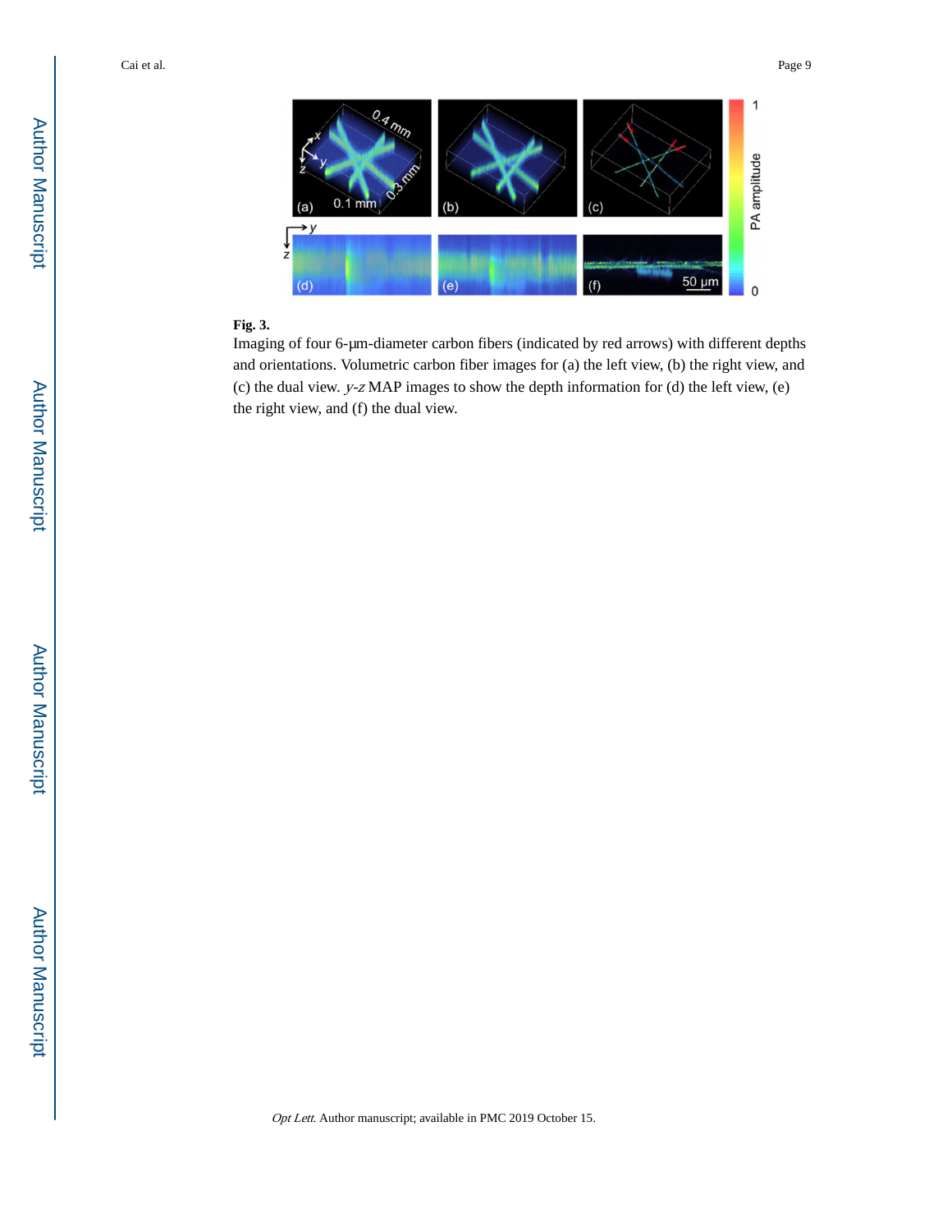**Fig. 3.**

Imaging of four 6-μm-diameter carbon fibers (indicated by red arrows) with different depths and orientations. Volumetric carbon fiber images for (a) the left view, (b) the right view, and (c) the dual view. *y*-*z* MAP images to show the depth information for (d) the left view, (e) the right view, and (f) the dual view.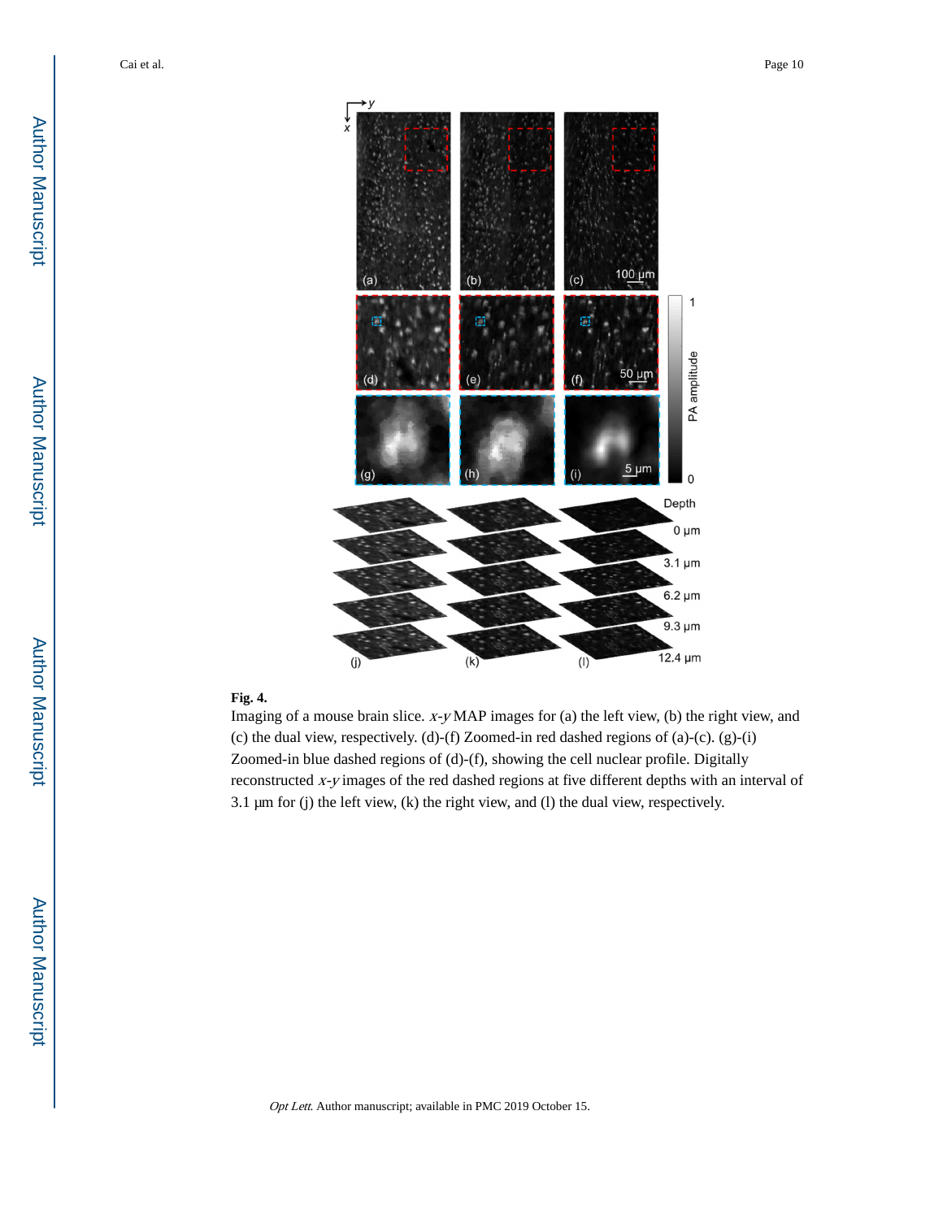**Fig. 4.**

Imaging of a mouse brain slice. $x$-$y$ MAP images for (a) the left view, (b) the right view, and (c) the dual view, respectively. (d)-(f) Zoomed-in red dashed regions of (a)-(c). (g)-(i) Zoomed-in blue dashed regions of (d)-(f), showing the cell nuclear profile. Digitally reconstructed $x$-$y$ images of the red dashed regions at five different depths with an interval of 3.1 μm for (j) the left view, (k) the right view, and (l) the dual view, respectively.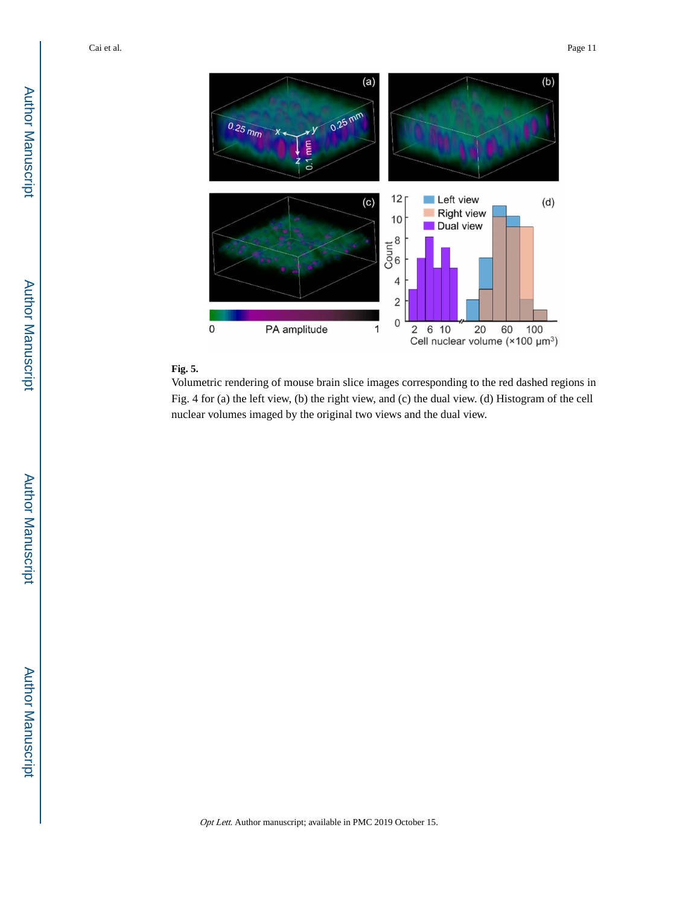(a)

0.25 mm

x

y

0.25 mm

z

0.1 mm

(b)

(c)

0

PA amplitude

1

(d)

12

10

8

6

4

2

0

Count

Left view

Right view

Dual view

2 6 10

20 60 100

Cell nuclear volume (×100 μm$^3$)

**Fig. 5.**

Volumetric rendering of mouse brain slice images corresponding to the red dashed regions in Fig. 4 for (a) the left view, (b) the right view, and (c) the dual view. (d) Histogram of the cell nuclear volumes imaged by the original two views and the dual view.